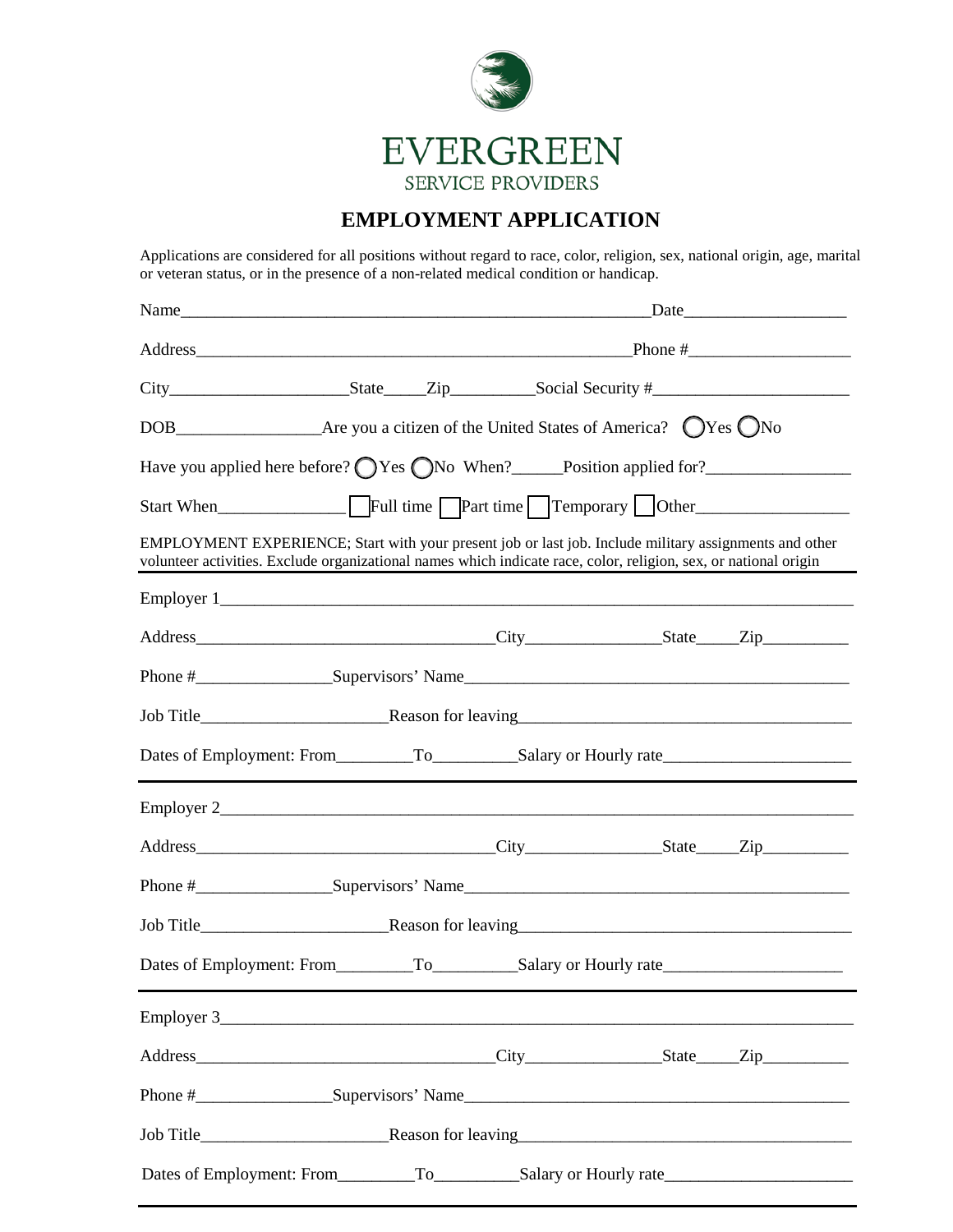EVERGREEN
SERVICE PROVIDERS

# EMPLOYMENT APPLICATION

Applications are considered for all positions without regard to race, color, religion, sex, national origin, age, marital or veteran status, or in the presence of a non-related medical condition or handicap.

Name_________________________________________________________Date___________________

Address______________________________________________________Phone #___________________

City_____________________State_____Zip__________Social Security #_______________________

DOB_________________Are you a citizen of the United States of America? ◯Yes ◯No

Have you applied here before? ◯Yes ◯No When?______Position applied for?_________________

Start When_______________ ☐Full time ☐Part time ☐Temporary ☐Other__________________

EMPLOYMENT EXPERIENCE; Start with your present job or last job. Include military assignments and other volunteer activities. Exclude organizational names which indicate race, color, religion, sex, or national origin

---

Employer 1__________________________________________________________________________

Address____________________________________City________________State_____Zip__________

Phone #________________Supervisors' Name_____________________________________________

Job Title______________________Reason for leaving_______________________________________

Dates of Employment: From_________To__________Salary or Hourly rate______________________

---

Employer 2__________________________________________________________________________

Address____________________________________City________________State_____Zip__________

Phone #________________Supervisors' Name_____________________________________________

Job Title______________________Reason for leaving_______________________________________

Dates of Employment: From_________To__________Salary or Hourly rate______________________

---

Employer 3__________________________________________________________________________

Address____________________________________City________________State_____Zip__________

Phone #________________Supervisors' Name_____________________________________________

Job Title______________________Reason for leaving_______________________________________

Dates of Employment: From_________To__________Salary or Hourly rate______________________

---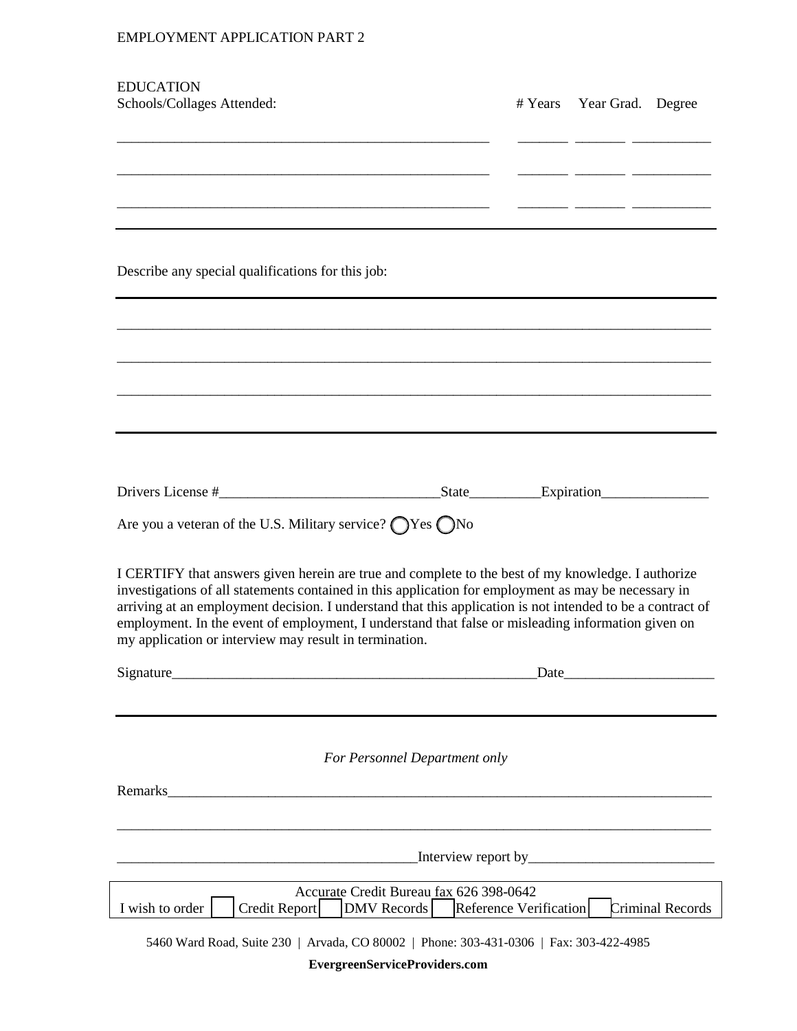EMPLOYMENT APPLICATION PART 2

## EDUCATION

| Schools/Collages Attended: | # Years | Year Grad. | Degree |
| --- | --- | --- | --- |
| | | | |
| | | | |
| | | | |

Describe any special qualifications for this job:

_______________________________________________________________________________

_______________________________________________________________________________

_______________________________________________________________________________

Drivers License #_______________________________State__________Expiration_______________

Are you a veteran of the U.S. Military service? ◯Yes ◯No

I CERTIFY that answers given herein are true and complete to the best of my knowledge. I authorize investigations of all statements contained in this application for employment as may be necessary in arriving at an employment decision. I understand that this application is not intended to be a contract of employment. In the event of employment, I understand that false or misleading information given on my application or interview may result in termination.

Signature_____________________________________________________Date_____________________

*For Personnel Department only*

Remarks_______________________________________________________________________________

_______________________________________________________________________________

___________________________________________Interview report by__________________________

Accurate Credit Bureau fax 626 398-0642

I wish to order ☐ Credit Report ☐ DMV Records ☐ Reference Verification ☐ Criminal Records

5460 Ward Road, Suite 230 | Arvada, CO 80002 | Phone: 303-431-0306 | Fax: 303-422-4985

**EvergreenServiceProviders.com**